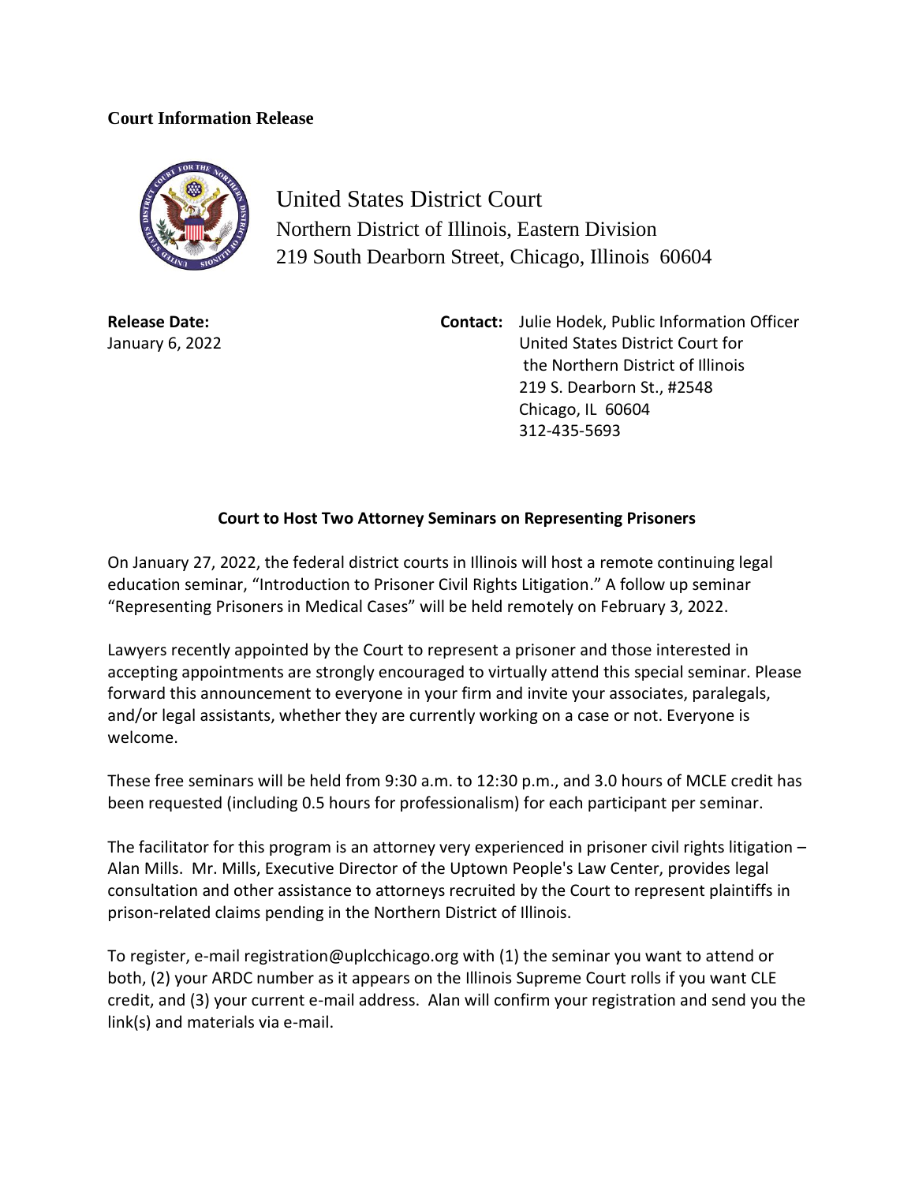**Court Information Release**

United States District Court
Northern District of Illinois, Eastern Division
219 South Dearborn Street, Chicago, Illinois 60604

**Release Date:**
January 6, 2022

**Contact:** Julie Hodek, Public Information Officer
United States District Court for
the Northern District of Illinois
219 S. Dearborn St., #2548
Chicago, IL 60604
312-435-5693

**Court to Host Two Attorney Seminars on Representing Prisoners**

On January 27, 2022, the federal district courts in Illinois will host a remote continuing legal education seminar, "Introduction to Prisoner Civil Rights Litigation." A follow up seminar "Representing Prisoners in Medical Cases" will be held remotely on February 3, 2022.

Lawyers recently appointed by the Court to represent a prisoner and those interested in accepting appointments are strongly encouraged to virtually attend this special seminar. Please forward this announcement to everyone in your firm and invite your associates, paralegals, and/or legal assistants, whether they are currently working on a case or not. Everyone is welcome.

These free seminars will be held from 9:30 a.m. to 12:30 p.m., and 3.0 hours of MCLE credit has been requested (including 0.5 hours for professionalism) for each participant per seminar.

The facilitator for this program is an attorney very experienced in prisoner civil rights litigation – Alan Mills. Mr. Mills, Executive Director of the Uptown People's Law Center, provides legal consultation and other assistance to attorneys recruited by the Court to represent plaintiffs in prison-related claims pending in the Northern District of Illinois.

To register, e-mail registration@uplcchicago.org with (1) the seminar you want to attend or both, (2) your ARDC number as it appears on the Illinois Supreme Court rolls if you want CLE credit, and (3) your current e-mail address. Alan will confirm your registration and send you the link(s) and materials via e-mail.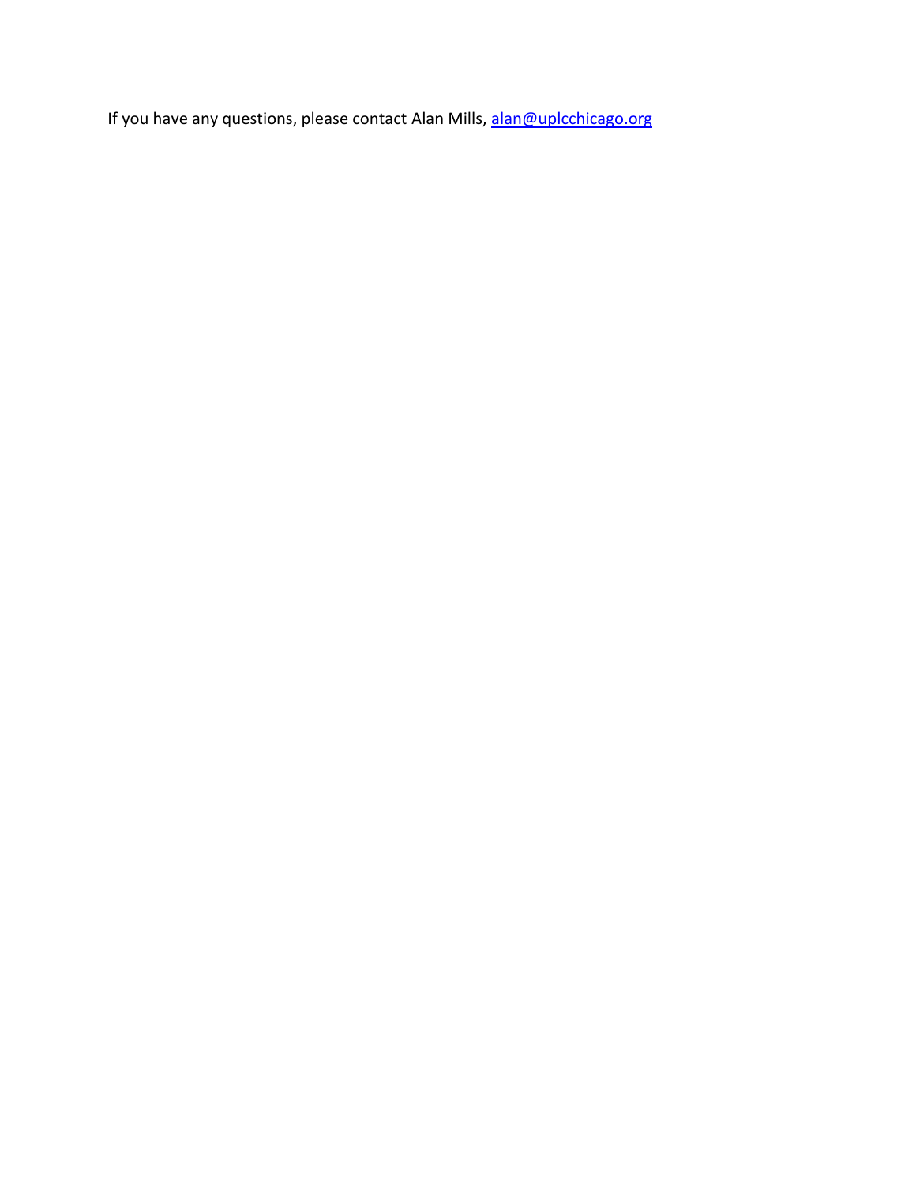If you have any questions, please contact Alan Mills, [alan@uplcchicago.org](mailto:alan@uplcchicago.org)